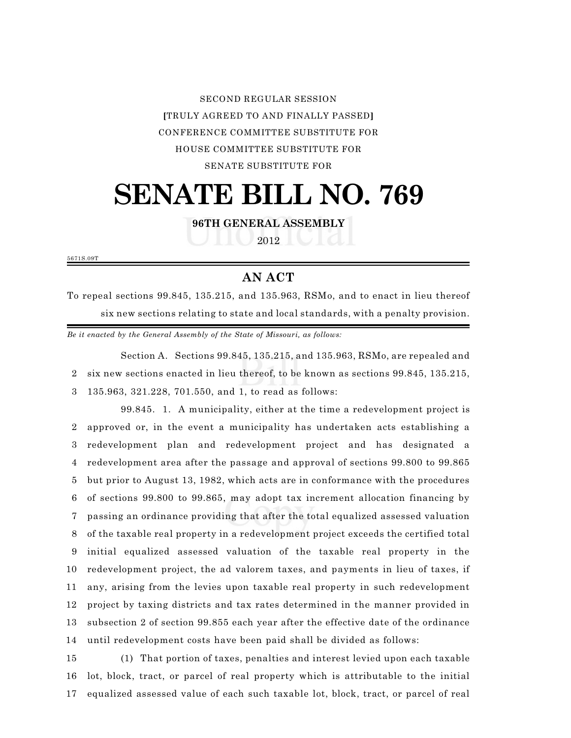SECOND REGULAR SESSION

[TRULY AGREED TO AND FINALLY PASSED]

CONFERENCE COMMITTEE SUBSTITUTE FOR

HOUSE COMMITTEE SUBSTITUTE FOR

SENATE SUBSTITUTE FOR

# SENATE BILL NO. 769

**96TH GENERAL ASSEMBLY**

2012

5671S.09T

## AN ACT

To repeal sections 99.845, 135.215, and 135.963, RSMo, and to enact in lieu thereof six new sections relating to state and local standards, with a penalty provision.

*Be it enacted by the General Assembly of the State of Missouri, as follows:*

Section A. Sections 99.845, 135.215, and 135.963, RSMo, are repealed and six new sections enacted in lieu thereof, to be known as sections 99.845, 135.215, 135.963, 321.228, 701.550, and 1, to read as follows:

99.845. 1. A municipality, either at the time a redevelopment project is approved or, in the event a municipality has undertaken acts establishing a redevelopment plan and redevelopment project and has designated a redevelopment area after the passage and approval of sections 99.800 to 99.865 but prior to August 13, 1982, which acts are in conformance with the procedures of sections 99.800 to 99.865, may adopt tax increment allocation financing by passing an ordinance providing that after the total equalized assessed valuation of the taxable real property in a redevelopment project exceeds the certified total initial equalized assessed valuation of the taxable real property in the redevelopment project, the ad valorem taxes, and payments in lieu of taxes, if any, arising from the levies upon taxable real property in such redevelopment project by taxing districts and tax rates determined in the manner provided in subsection 2 of section 99.855 each year after the effective date of the ordinance until redevelopment costs have been paid shall be divided as follows:

(1) That portion of taxes, penalties and interest levied upon each taxable lot, block, tract, or parcel of real property which is attributable to the initial equalized assessed value of each such taxable lot, block, tract, or parcel of real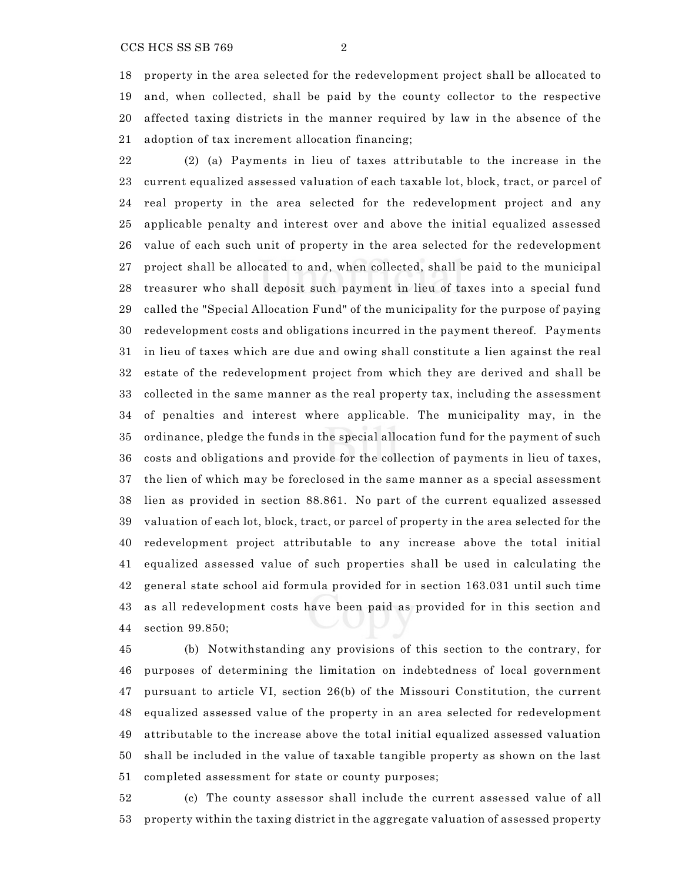property in the area selected for the redevelopment project shall be allocated to and, when collected, shall be paid by the county collector to the respective affected taxing districts in the manner required by law in the absence of the adoption of tax increment allocation financing;

(2) (a) Payments in lieu of taxes attributable to the increase in the current equalized assessed valuation of each taxable lot, block, tract, or parcel of real property in the area selected for the redevelopment project and any applicable penalty and interest over and above the initial equalized assessed value of each such unit of property in the area selected for the redevelopment project shall be allocated to and, when collected, shall be paid to the municipal treasurer who shall deposit such payment in lieu of taxes into a special fund called the "Special Allocation Fund" of the municipality for the purpose of paying redevelopment costs and obligations incurred in the payment thereof. Payments in lieu of taxes which are due and owing shall constitute a lien against the real estate of the redevelopment project from which they are derived and shall be collected in the same manner as the real property tax, including the assessment of penalties and interest where applicable. The municipality may, in the ordinance, pledge the funds in the special allocation fund for the payment of such costs and obligations and provide for the collection of payments in lieu of taxes, the lien of which may be foreclosed in the same manner as a special assessment lien as provided in section 88.861. No part of the current equalized assessed valuation of each lot, block, tract, or parcel of property in the area selected for the redevelopment project attributable to any increase above the total initial equalized assessed value of such properties shall be used in calculating the general state school aid formula provided for in section 163.031 until such time as all redevelopment costs have been paid as provided for in this section and section 99.850;

(b) Notwithstanding any provisions of this section to the contrary, for purposes of determining the limitation on indebtedness of local government pursuant to article VI, section 26(b) of the Missouri Constitution, the current equalized assessed value of the property in an area selected for redevelopment attributable to the increase above the total initial equalized assessed valuation shall be included in the value of taxable tangible property as shown on the last completed assessment for state or county purposes;

(c) The county assessor shall include the current assessed value of all property within the taxing district in the aggregate valuation of assessed property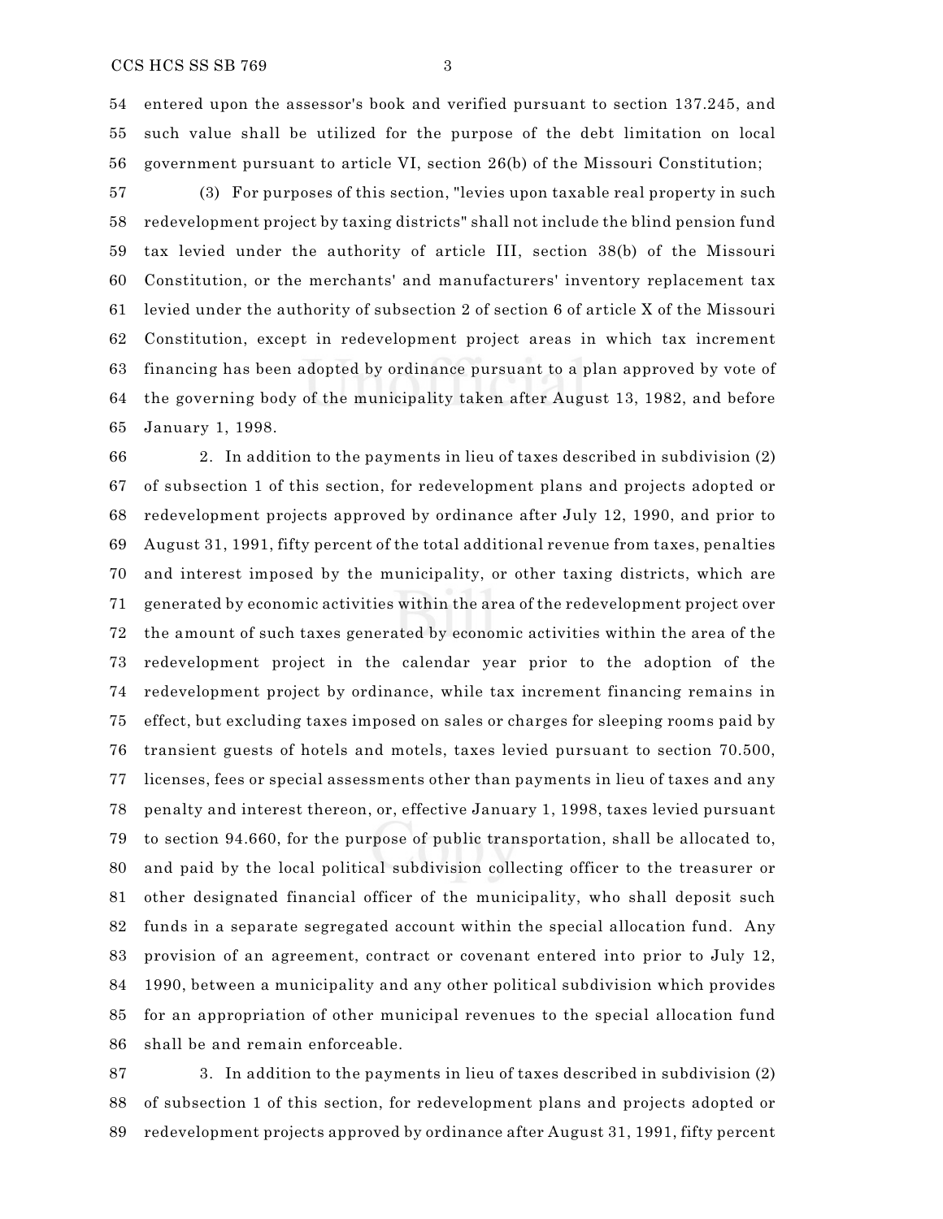entered upon the assessor's book and verified pursuant to section 137.245, and such value shall be utilized for the purpose of the debt limitation on local government pursuant to article VI, section 26(b) of the Missouri Constitution;

(3) For purposes of this section, "levies upon taxable real property in such redevelopment project by taxing districts" shall not include the blind pension fund tax levied under the authority of article III, section 38(b) of the Missouri Constitution, or the merchants' and manufacturers' inventory replacement tax levied under the authority of subsection 2 of section 6 of article X of the Missouri Constitution, except in redevelopment project areas in which tax increment financing has been adopted by ordinance pursuant to a plan approved by vote of the governing body of the municipality taken after August 13, 1982, and before January 1, 1998.

2. In addition to the payments in lieu of taxes described in subdivision (2) of subsection 1 of this section, for redevelopment plans and projects adopted or redevelopment projects approved by ordinance after July 12, 1990, and prior to August 31, 1991, fifty percent of the total additional revenue from taxes, penalties and interest imposed by the municipality, or other taxing districts, which are generated by economic activities within the area of the redevelopment project over the amount of such taxes generated by economic activities within the area of the redevelopment project in the calendar year prior to the adoption of the redevelopment project by ordinance, while tax increment financing remains in effect, but excluding taxes imposed on sales or charges for sleeping rooms paid by transient guests of hotels and motels, taxes levied pursuant to section 70.500, licenses, fees or special assessments other than payments in lieu of taxes and any penalty and interest thereon, or, effective January 1, 1998, taxes levied pursuant to section 94.660, for the purpose of public transportation, shall be allocated to, and paid by the local political subdivision collecting officer to the treasurer or other designated financial officer of the municipality, who shall deposit such funds in a separate segregated account within the special allocation fund. Any provision of an agreement, contract or covenant entered into prior to July 12, 1990, between a municipality and any other political subdivision which provides for an appropriation of other municipal revenues to the special allocation fund shall be and remain enforceable.

3. In addition to the payments in lieu of taxes described in subdivision (2) of subsection 1 of this section, for redevelopment plans and projects adopted or redevelopment projects approved by ordinance after August 31, 1991, fifty percent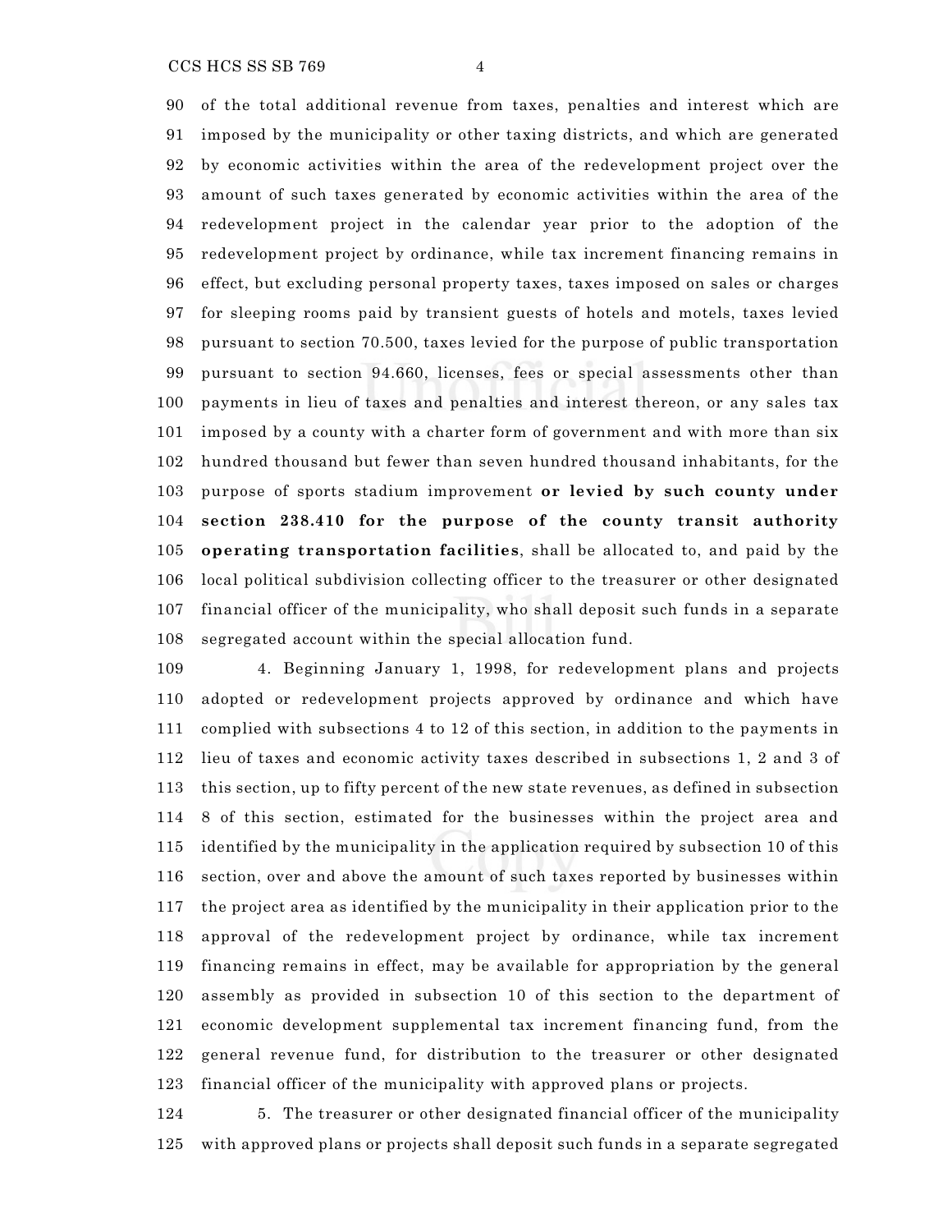of the total additional revenue from taxes, penalties and interest which are imposed by the municipality or other taxing districts, and which are generated by economic activities within the area of the redevelopment project over the amount of such taxes generated by economic activities within the area of the redevelopment project in the calendar year prior to the adoption of the redevelopment project by ordinance, while tax increment financing remains in effect, but excluding personal property taxes, taxes imposed on sales or charges for sleeping rooms paid by transient guests of hotels and motels, taxes levied pursuant to section 70.500, taxes levied for the purpose of public transportation pursuant to section 94.660, licenses, fees or special assessments other than payments in lieu of taxes and penalties and interest thereon, or any sales tax imposed by a county with a charter form of government and with more than six hundred thousand but fewer than seven hundred thousand inhabitants, for the purpose of sports stadium improvement **or levied by such county under section 238.410 for the purpose of the county transit authority operating transportation facilities**, shall be allocated to, and paid by the local political subdivision collecting officer to the treasurer or other designated financial officer of the municipality, who shall deposit such funds in a separate segregated account within the special allocation fund.

4. Beginning January 1, 1998, for redevelopment plans and projects adopted or redevelopment projects approved by ordinance and which have complied with subsections 4 to 12 of this section, in addition to the payments in lieu of taxes and economic activity taxes described in subsections 1, 2 and 3 of this section, up to fifty percent of the new state revenues, as defined in subsection 8 of this section, estimated for the businesses within the project area and identified by the municipality in the application required by subsection 10 of this section, over and above the amount of such taxes reported by businesses within the project area as identified by the municipality in their application prior to the approval of the redevelopment project by ordinance, while tax increment financing remains in effect, may be available for appropriation by the general assembly as provided in subsection 10 of this section to the department of economic development supplemental tax increment financing fund, from the general revenue fund, for distribution to the treasurer or other designated financial officer of the municipality with approved plans or projects.

5. The treasurer or other designated financial officer of the municipality with approved plans or projects shall deposit such funds in a separate segregated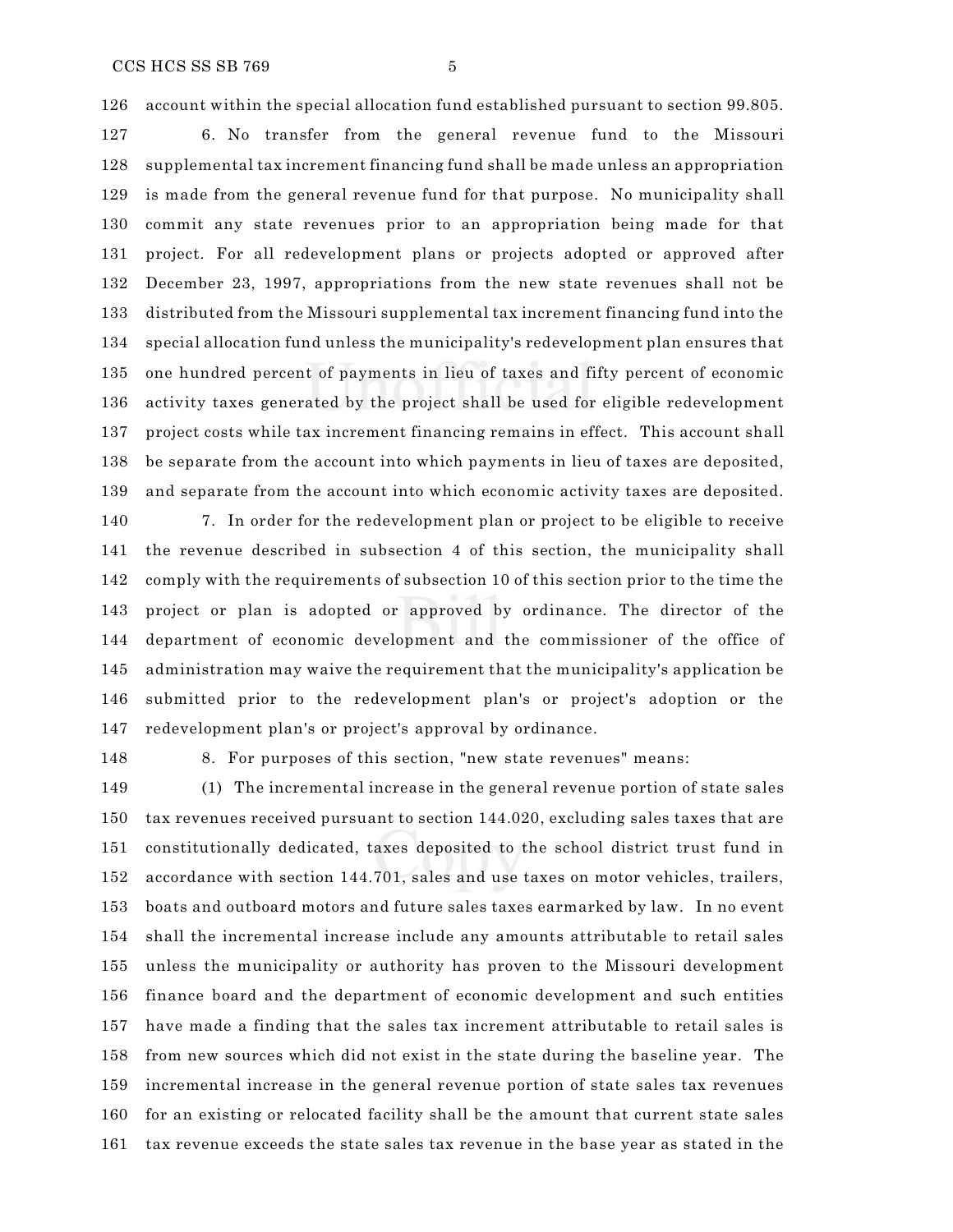account within the special allocation fund established pursuant to section 99.805.

6. No transfer from the general revenue fund to the Missouri supplemental tax increment financing fund shall be made unless an appropriation is made from the general revenue fund for that purpose. No municipality shall commit any state revenues prior to an appropriation being made for that project. For all redevelopment plans or projects adopted or approved after December 23, 1997, appropriations from the new state revenues shall not be distributed from the Missouri supplemental tax increment financing fund into the special allocation fund unless the municipality's redevelopment plan ensures that one hundred percent of payments in lieu of taxes and fifty percent of economic activity taxes generated by the project shall be used for eligible redevelopment project costs while tax increment financing remains in effect. This account shall be separate from the account into which payments in lieu of taxes are deposited, and separate from the account into which economic activity taxes are deposited.

7. In order for the redevelopment plan or project to be eligible to receive the revenue described in subsection 4 of this section, the municipality shall comply with the requirements of subsection 10 of this section prior to the time the project or plan is adopted or approved by ordinance. The director of the department of economic development and the commissioner of the office of administration may waive the requirement that the municipality's application be submitted prior to the redevelopment plan's or project's adoption or the redevelopment plan's or project's approval by ordinance.

8. For purposes of this section, "new state revenues" means:

(1) The incremental increase in the general revenue portion of state sales tax revenues received pursuant to section 144.020, excluding sales taxes that are constitutionally dedicated, taxes deposited to the school district trust fund in accordance with section 144.701, sales and use taxes on motor vehicles, trailers, boats and outboard motors and future sales taxes earmarked by law. In no event shall the incremental increase include any amounts attributable to retail sales unless the municipality or authority has proven to the Missouri development finance board and the department of economic development and such entities have made a finding that the sales tax increment attributable to retail sales is from new sources which did not exist in the state during the baseline year. The incremental increase in the general revenue portion of state sales tax revenues for an existing or relocated facility shall be the amount that current state sales tax revenue exceeds the state sales tax revenue in the base year as stated in the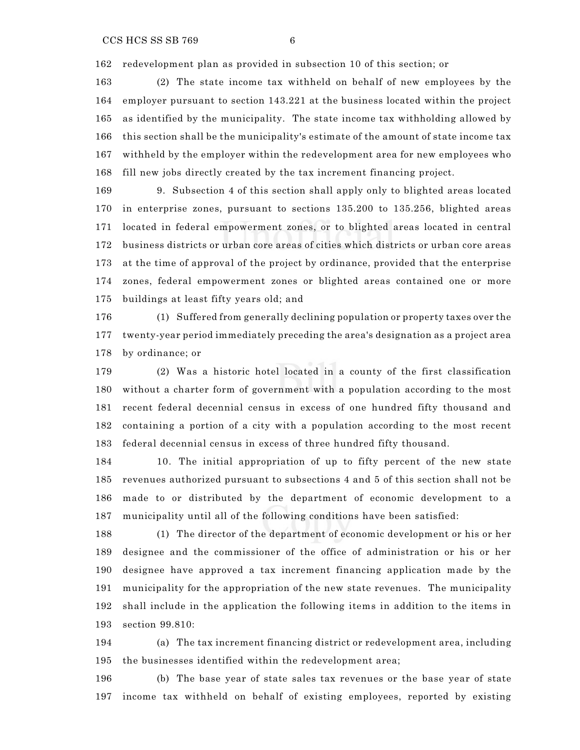redevelopment plan as provided in subsection 10 of this section; or

(2) The state income tax withheld on behalf of new employees by the employer pursuant to section 143.221 at the business located within the project as identified by the municipality. The state income tax withholding allowed by this section shall be the municipality's estimate of the amount of state income tax withheld by the employer within the redevelopment area for new employees who fill new jobs directly created by the tax increment financing project.

9. Subsection 4 of this section shall apply only to blighted areas located in enterprise zones, pursuant to sections 135.200 to 135.256, blighted areas located in federal empowerment zones, or to blighted areas located in central business districts or urban core areas of cities which districts or urban core areas at the time of approval of the project by ordinance, provided that the enterprise zones, federal empowerment zones or blighted areas contained one or more buildings at least fifty years old; and

(1) Suffered from generally declining population or property taxes over the twenty-year period immediately preceding the area's designation as a project area by ordinance; or

(2) Was a historic hotel located in a county of the first classification without a charter form of government with a population according to the most recent federal decennial census in excess of one hundred fifty thousand and containing a portion of a city with a population according to the most recent federal decennial census in excess of three hundred fifty thousand.

10. The initial appropriation of up to fifty percent of the new state revenues authorized pursuant to subsections 4 and 5 of this section shall not be made to or distributed by the department of economic development to a municipality until all of the following conditions have been satisfied:

(1) The director of the department of economic development or his or her designee and the commissioner of the office of administration or his or her designee have approved a tax increment financing application made by the municipality for the appropriation of the new state revenues. The municipality shall include in the application the following items in addition to the items in section 99.810:

(a) The tax increment financing district or redevelopment area, including the businesses identified within the redevelopment area;

(b) The base year of state sales tax revenues or the base year of state income tax withheld on behalf of existing employees, reported by existing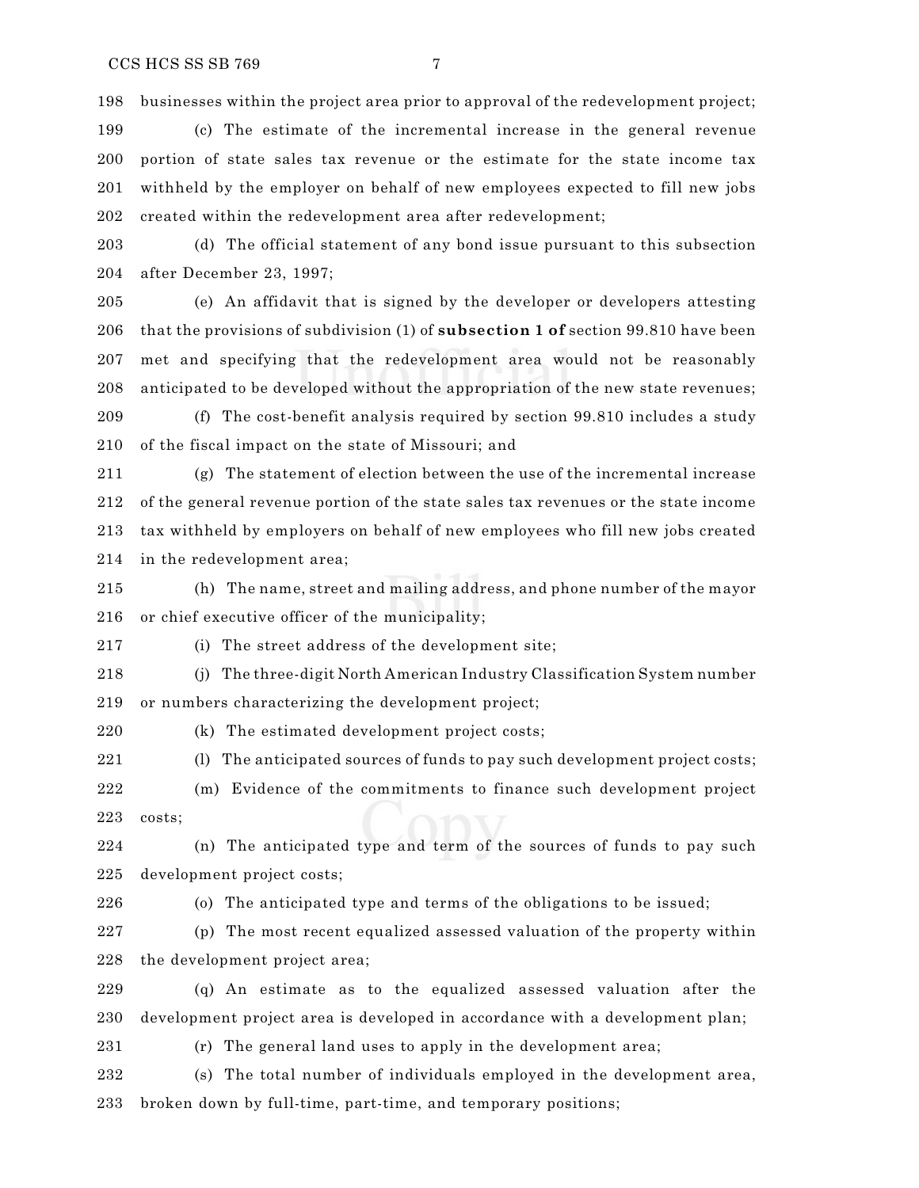businesses within the project area prior to approval of the redevelopment project;

(c) The estimate of the incremental increase in the general revenue portion of state sales tax revenue or the estimate for the state income tax withheld by the employer on behalf of new employees expected to fill new jobs created within the redevelopment area after redevelopment;

(d) The official statement of any bond issue pursuant to this subsection after December 23, 1997;

(e) An affidavit that is signed by the developer or developers attesting that the provisions of subdivision (1) of **subsection 1 of** section 99.810 have been met and specifying that the redevelopment area would not be reasonably anticipated to be developed without the appropriation of the new state revenues;

(f) The cost-benefit analysis required by section 99.810 includes a study of the fiscal impact on the state of Missouri; and

(g) The statement of election between the use of the incremental increase of the general revenue portion of the state sales tax revenues or the state income tax withheld by employers on behalf of new employees who fill new jobs created in the redevelopment area;

(h) The name, street and mailing address, and phone number of the mayor or chief executive officer of the municipality;

(i) The street address of the development site;

(j) The three-digit North American Industry Classification System number or numbers characterizing the development project;

(k) The estimated development project costs;

(l) The anticipated sources of funds to pay such development project costs;

(m) Evidence of the commitments to finance such development project costs;

(n) The anticipated type and term of the sources of funds to pay such development project costs;

(o) The anticipated type and terms of the obligations to be issued;

(p) The most recent equalized assessed valuation of the property within the development project area;

(q) An estimate as to the equalized assessed valuation after the development project area is developed in accordance with a development plan;

(r) The general land uses to apply in the development area;

(s) The total number of individuals employed in the development area, broken down by full-time, part-time, and temporary positions;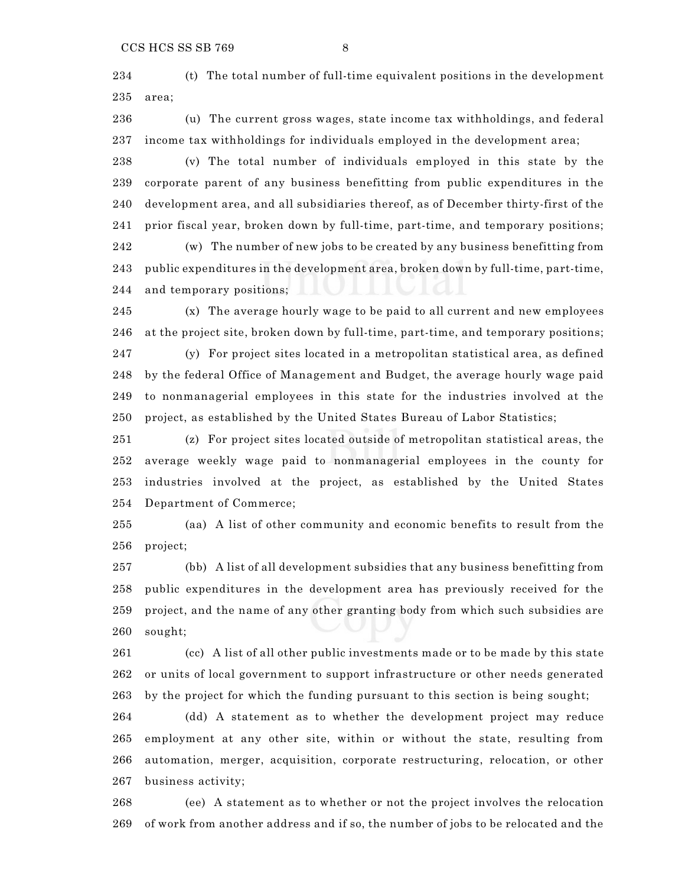(t) The total number of full-time equivalent positions in the development area;

(u) The current gross wages, state income tax withholdings, and federal income tax withholdings for individuals employed in the development area;

(v) The total number of individuals employed in this state by the corporate parent of any business benefitting from public expenditures in the development area, and all subsidiaries thereof, as of December thirty-first of the prior fiscal year, broken down by full-time, part-time, and temporary positions;

(w) The number of new jobs to be created by any business benefitting from public expenditures in the development area, broken down by full-time, part-time, and temporary positions;

(x) The average hourly wage to be paid to all current and new employees at the project site, broken down by full-time, part-time, and temporary positions;

(y) For project sites located in a metropolitan statistical area, as defined by the federal Office of Management and Budget, the average hourly wage paid to nonmanagerial employees in this state for the industries involved at the project, as established by the United States Bureau of Labor Statistics;

(z) For project sites located outside of metropolitan statistical areas, the average weekly wage paid to nonmanagerial employees in the county for industries involved at the project, as established by the United States Department of Commerce;

(aa) A list of other community and economic benefits to result from the project;

(bb) A list of all development subsidies that any business benefitting from public expenditures in the development area has previously received for the project, and the name of any other granting body from which such subsidies are sought;

(cc) A list of all other public investments made or to be made by this state or units of local government to support infrastructure or other needs generated by the project for which the funding pursuant to this section is being sought;

(dd) A statement as to whether the development project may reduce employment at any other site, within or without the state, resulting from automation, merger, acquisition, corporate restructuring, relocation, or other business activity;

(ee) A statement as to whether or not the project involves the relocation of work from another address and if so, the number of jobs to be relocated and the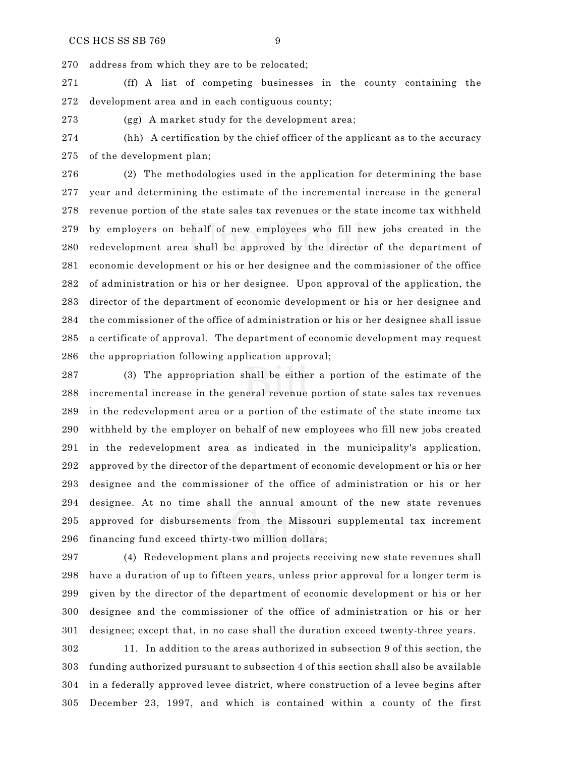address from which they are to be relocated;

(ff) A list of competing businesses in the county containing the development area and in each contiguous county;

(gg) A market study for the development area;

(hh) A certification by the chief officer of the applicant as to the accuracy of the development plan;

(2) The methodologies used in the application for determining the base year and determining the estimate of the incremental increase in the general revenue portion of the state sales tax revenues or the state income tax withheld by employers on behalf of new employees who fill new jobs created in the redevelopment area shall be approved by the director of the department of economic development or his or her designee and the commissioner of the office of administration or his or her designee. Upon approval of the application, the director of the department of economic development or his or her designee and the commissioner of the office of administration or his or her designee shall issue a certificate of approval. The department of economic development may request the appropriation following application approval;

(3) The appropriation shall be either a portion of the estimate of the incremental increase in the general revenue portion of state sales tax revenues in the redevelopment area or a portion of the estimate of the state income tax withheld by the employer on behalf of new employees who fill new jobs created in the redevelopment area as indicated in the municipality's application, approved by the director of the department of economic development or his or her designee and the commissioner of the office of administration or his or her designee. At no time shall the annual amount of the new state revenues approved for disbursements from the Missouri supplemental tax increment financing fund exceed thirty-two million dollars;

(4) Redevelopment plans and projects receiving new state revenues shall have a duration of up to fifteen years, unless prior approval for a longer term is given by the director of the department of economic development or his or her designee and the commissioner of the office of administration or his or her designee; except that, in no case shall the duration exceed twenty-three years.

11. In addition to the areas authorized in subsection 9 of this section, the funding authorized pursuant to subsection 4 of this section shall also be available in a federally approved levee district, where construction of a levee begins after December 23, 1997, and which is contained within a county of the first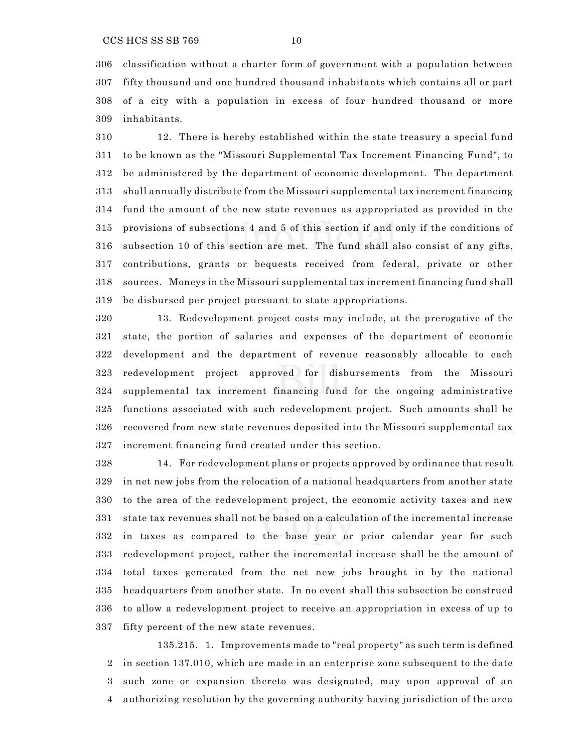classification without a charter form of government with a population between fifty thousand and one hundred thousand inhabitants which contains all or part of a city with a population in excess of four hundred thousand or more inhabitants.

12. There is hereby established within the state treasury a special fund to be known as the "Missouri Supplemental Tax Increment Financing Fund", to be administered by the department of economic development. The department shall annually distribute from the Missouri supplemental tax increment financing fund the amount of the new state revenues as appropriated as provided in the provisions of subsections 4 and 5 of this section if and only if the conditions of subsection 10 of this section are met. The fund shall also consist of any gifts, contributions, grants or bequests received from federal, private or other sources. Moneys in the Missouri supplemental tax increment financing fund shall be disbursed per project pursuant to state appropriations.

13. Redevelopment project costs may include, at the prerogative of the state, the portion of salaries and expenses of the department of economic development and the department of revenue reasonably allocable to each redevelopment project approved for disbursements from the Missouri supplemental tax increment financing fund for the ongoing administrative functions associated with such redevelopment project. Such amounts shall be recovered from new state revenues deposited into the Missouri supplemental tax increment financing fund created under this section.

14. For redevelopment plans or projects approved by ordinance that result in net new jobs from the relocation of a national headquarters from another state to the area of the redevelopment project, the economic activity taxes and new state tax revenues shall not be based on a calculation of the incremental increase in taxes as compared to the base year or prior calendar year for such redevelopment project, rather the incremental increase shall be the amount of total taxes generated from the net new jobs brought in by the national headquarters from another state. In no event shall this subsection be construed to allow a redevelopment project to receive an appropriation in excess of up to fifty percent of the new state revenues.

135.215. 1. Improvements made to "real property" as such term is defined in section 137.010, which are made in an enterprise zone subsequent to the date such zone or expansion thereto was designated, may upon approval of an authorizing resolution by the governing authority having jurisdiction of the area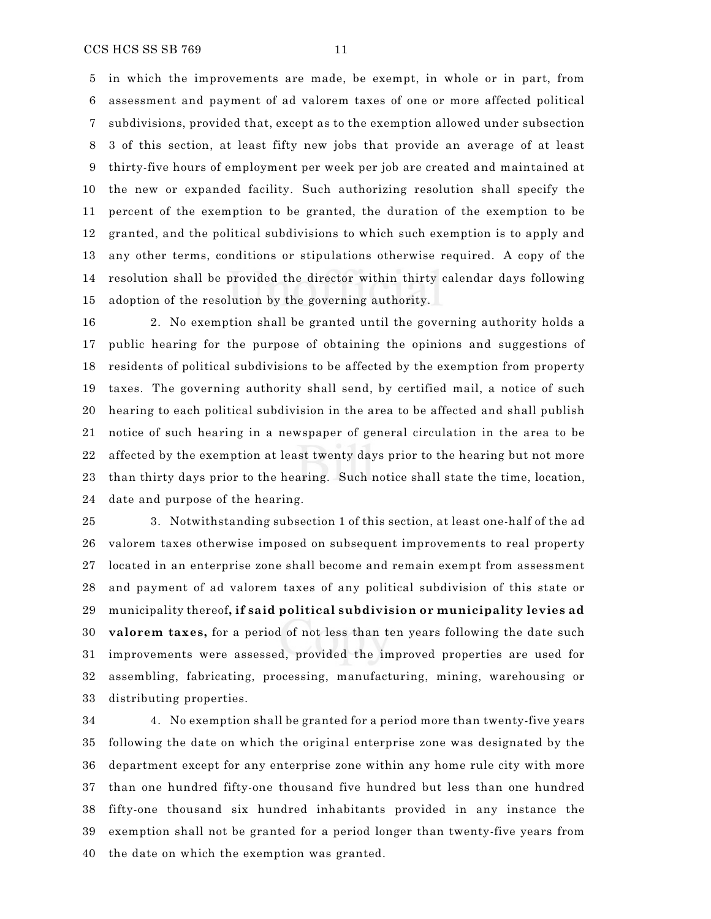in which the improvements are made, be exempt, in whole or in part, from assessment and payment of ad valorem taxes of one or more affected political subdivisions, provided that, except as to the exemption allowed under subsection 3 of this section, at least fifty new jobs that provide an average of at least thirty-five hours of employment per week per job are created and maintained at the new or expanded facility. Such authorizing resolution shall specify the percent of the exemption to be granted, the duration of the exemption to be granted, and the political subdivisions to which such exemption is to apply and any other terms, conditions or stipulations otherwise required. A copy of the resolution shall be provided the director within thirty calendar days following adoption of the resolution by the governing authority.

2. No exemption shall be granted until the governing authority holds a public hearing for the purpose of obtaining the opinions and suggestions of residents of political subdivisions to be affected by the exemption from property taxes. The governing authority shall send, by certified mail, a notice of such hearing to each political subdivision in the area to be affected and shall publish notice of such hearing in a newspaper of general circulation in the area to be affected by the exemption at least twenty days prior to the hearing but not more than thirty days prior to the hearing. Such notice shall state the time, location, date and purpose of the hearing.

3. Notwithstanding subsection 1 of this section, at least one-half of the ad valorem taxes otherwise imposed on subsequent improvements to real property located in an enterprise zone shall become and remain exempt from assessment and payment of ad valorem taxes of any political subdivision of this state or municipality thereof**, if said political subdivision or municipality levies ad valorem taxes,** for a period of not less than ten years following the date such improvements were assessed, provided the improved properties are used for assembling, fabricating, processing, manufacturing, mining, warehousing or distributing properties.

4. No exemption shall be granted for a period more than twenty-five years following the date on which the original enterprise zone was designated by the department except for any enterprise zone within any home rule city with more than one hundred fifty-one thousand five hundred but less than one hundred fifty-one thousand six hundred inhabitants provided in any instance the exemption shall not be granted for a period longer than twenty-five years from the date on which the exemption was granted.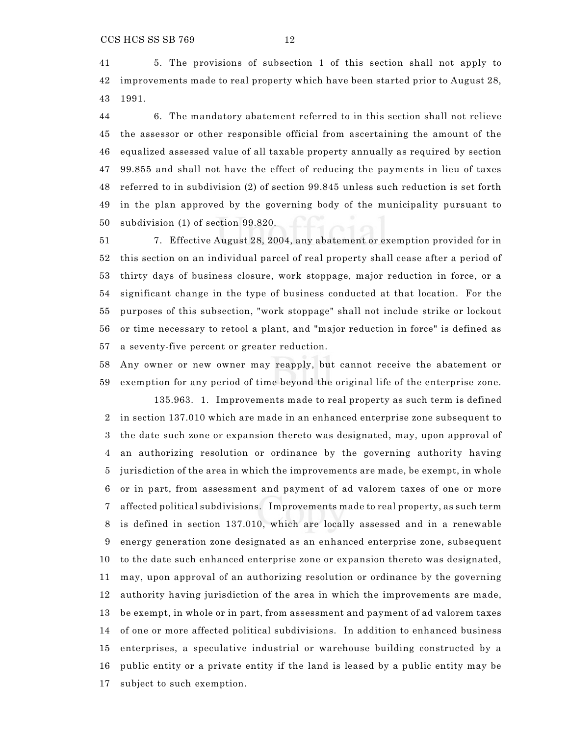5. The provisions of subsection 1 of this section shall not apply to improvements made to real property which have been started prior to August 28, 1991.

6. The mandatory abatement referred to in this section shall not relieve the assessor or other responsible official from ascertaining the amount of the equalized assessed value of all taxable property annually as required by section 99.855 and shall not have the effect of reducing the payments in lieu of taxes referred to in subdivision (2) of section 99.845 unless such reduction is set forth in the plan approved by the governing body of the municipality pursuant to subdivision (1) of section 99.820.

7. Effective August 28, 2004, any abatement or exemption provided for in this section on an individual parcel of real property shall cease after a period of thirty days of business closure, work stoppage, major reduction in force, or a significant change in the type of business conducted at that location. For the purposes of this subsection, "work stoppage" shall not include strike or lockout or time necessary to retool a plant, and "major reduction in force" is defined as a seventy-five percent or greater reduction.

Any owner or new owner may reapply, but cannot receive the abatement or exemption for any period of time beyond the original life of the enterprise zone.

135.963. 1. Improvements made to real property as such term is defined in section 137.010 which are made in an enhanced enterprise zone subsequent to the date such zone or expansion thereto was designated, may, upon approval of an authorizing resolution or ordinance by the governing authority having jurisdiction of the area in which the improvements are made, be exempt, in whole or in part, from assessment and payment of ad valorem taxes of one or more affected political subdivisions. Improvements made to real property, as such term is defined in section 137.010, which are locally assessed and in a renewable energy generation zone designated as an enhanced enterprise zone, subsequent to the date such enhanced enterprise zone or expansion thereto was designated, may, upon approval of an authorizing resolution or ordinance by the governing authority having jurisdiction of the area in which the improvements are made, be exempt, in whole or in part, from assessment and payment of ad valorem taxes of one or more affected political subdivisions. In addition to enhanced business enterprises, a speculative industrial or warehouse building constructed by a public entity or a private entity if the land is leased by a public entity may be subject to such exemption.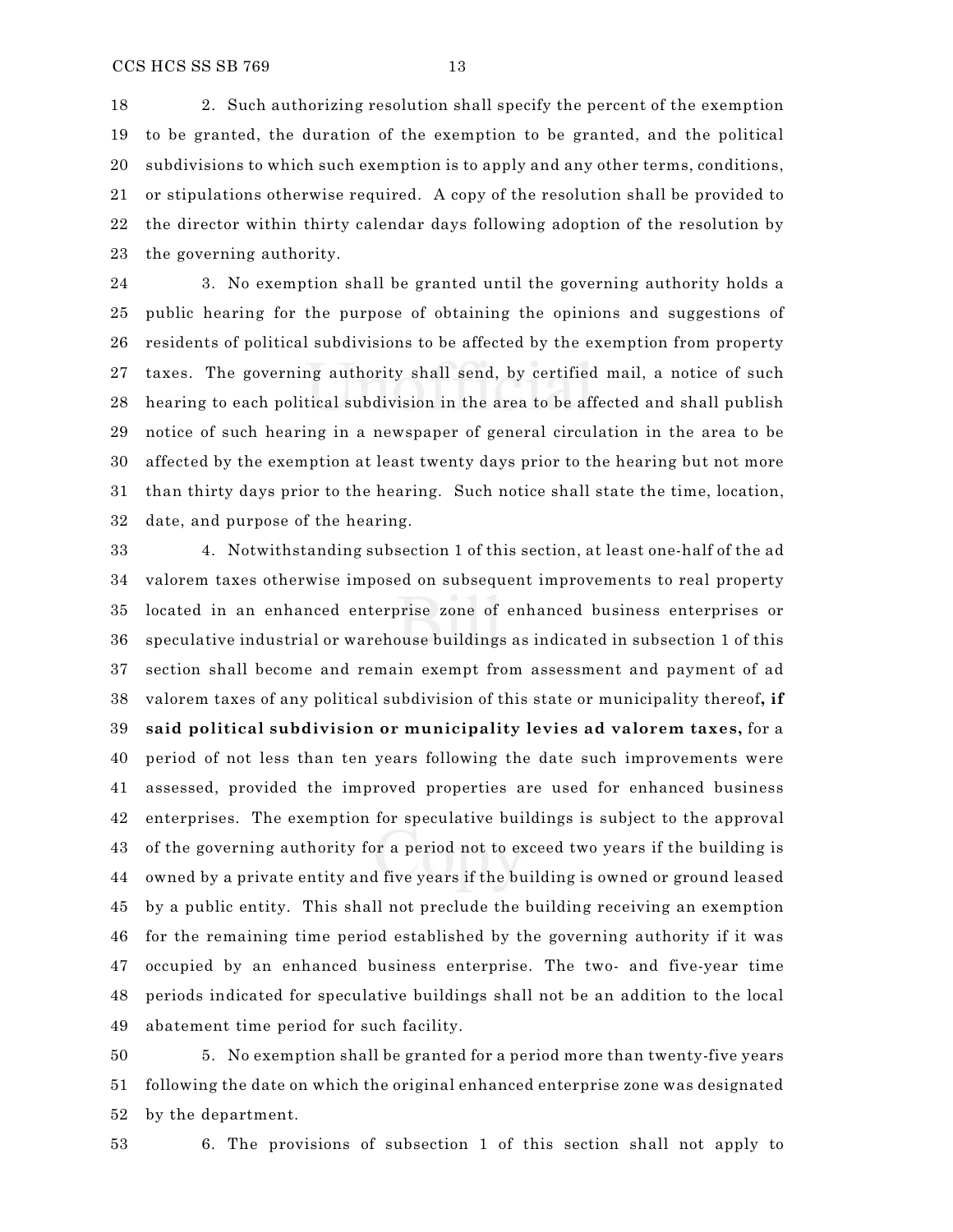2. Such authorizing resolution shall specify the percent of the exemption to be granted, the duration of the exemption to be granted, and the political subdivisions to which such exemption is to apply and any other terms, conditions, or stipulations otherwise required. A copy of the resolution shall be provided to the director within thirty calendar days following adoption of the resolution by the governing authority.

3. No exemption shall be granted until the governing authority holds a public hearing for the purpose of obtaining the opinions and suggestions of residents of political subdivisions to be affected by the exemption from property taxes. The governing authority shall send, by certified mail, a notice of such hearing to each political subdivision in the area to be affected and shall publish notice of such hearing in a newspaper of general circulation in the area to be affected by the exemption at least twenty days prior to the hearing but not more than thirty days prior to the hearing. Such notice shall state the time, location, date, and purpose of the hearing.

4. Notwithstanding subsection 1 of this section, at least one-half of the ad valorem taxes otherwise imposed on subsequent improvements to real property located in an enhanced enterprise zone of enhanced business enterprises or speculative industrial or warehouse buildings as indicated in subsection 1 of this section shall become and remain exempt from assessment and payment of ad valorem taxes of any political subdivision of this state or municipality thereof**, if said political subdivision or municipality levies ad valorem taxes,** for a period of not less than ten years following the date such improvements were assessed, provided the improved properties are used for enhanced business enterprises. The exemption for speculative buildings is subject to the approval of the governing authority for a period not to exceed two years if the building is owned by a private entity and five years if the building is owned or ground leased by a public entity. This shall not preclude the building receiving an exemption for the remaining time period established by the governing authority if it was occupied by an enhanced business enterprise. The two- and five-year time periods indicated for speculative buildings shall not be an addition to the local abatement time period for such facility.

5. No exemption shall be granted for a period more than twenty-five years following the date on which the original enhanced enterprise zone was designated by the department.

6. The provisions of subsection 1 of this section shall not apply to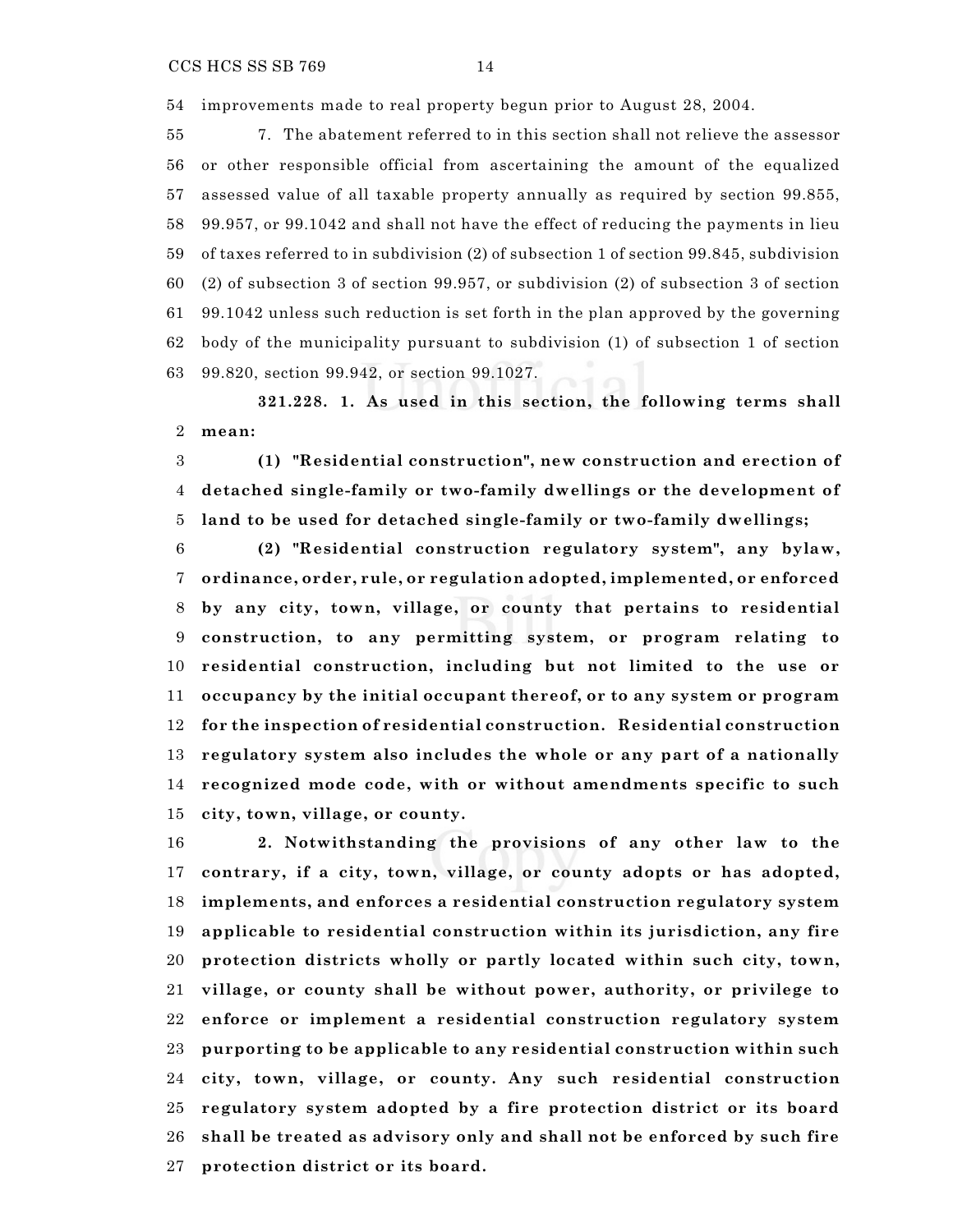improvements made to real property begun prior to August 28, 2004.

7. The abatement referred to in this section shall not relieve the assessor or other responsible official from ascertaining the amount of the equalized assessed value of all taxable property annually as required by section 99.855, 99.957, or 99.1042 and shall not have the effect of reducing the payments in lieu of taxes referred to in subdivision (2) of subsection 1 of section 99.845, subdivision (2) of subsection 3 of section 99.957, or subdivision (2) of subsection 3 of section 99.1042 unless such reduction is set forth in the plan approved by the governing body of the municipality pursuant to subdivision (1) of subsection 1 of section 99.820, section 99.942, or section 99.1027.

**321.228. 1. As used in this section, the following terms shall mean:**

**(1) "Residential construction", new construction and erection of detached single-family or two-family dwellings or the development of land to be used for detached single-family or two-family dwellings;**

**(2) "Residential construction regulatory system", any bylaw, ordinance, order, rule, or regulation adopted, implemented, or enforced by any city, town, village, or county that pertains to residential construction, to any permitting system, or program relating to residential construction, including but not limited to the use or occupancy by the initial occupant thereof, or to any system or program for the inspection of residential construction. Residential construction regulatory system also includes the whole or any part of a nationally recognized mode code, with or without amendments specific to such city, town, village, or county.**

**2. Notwithstanding the provisions of any other law to the contrary, if a city, town, village, or county adopts or has adopted, implements, and enforces a residential construction regulatory system applicable to residential construction within its jurisdiction, any fire protection districts wholly or partly located within such city, town, village, or county shall be without power, authority, or privilege to enforce or implement a residential construction regulatory system purporting to be applicable to any residential construction within such city, town, village, or county. Any such residential construction regulatory system adopted by a fire protection district or its board shall be treated as advisory only and shall not be enforced by such fire protection district or its board.**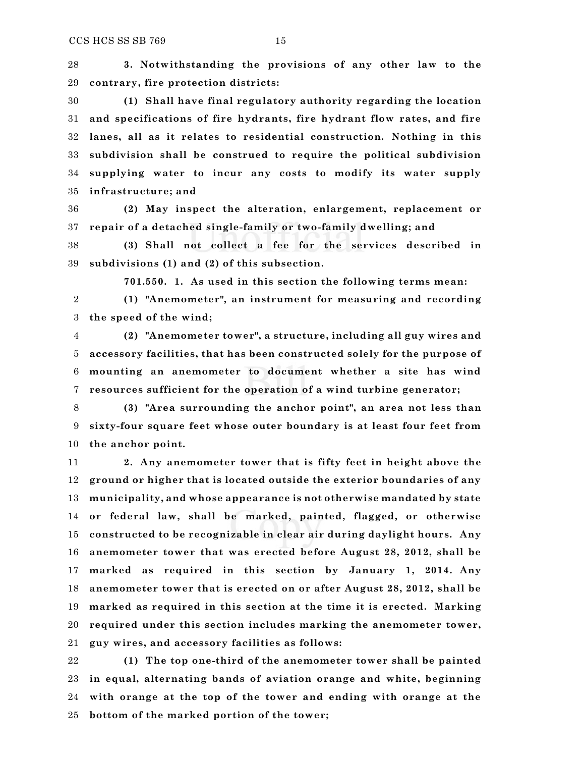**3. Notwithstanding the provisions of any other law to the contrary, fire protection districts:**

**(1) Shall have final regulatory authority regarding the location and specifications of fire hydrants, fire hydrant flow rates, and fire lanes, all as it relates to residential construction. Nothing in this subdivision shall be construed to require the political subdivision supplying water to incur any costs to modify its water supply infrastructure; and**

**(2) May inspect the alteration, enlargement, replacement or repair of a detached single-family or two-family dwelling; and**

**(3) Shall not collect a fee for the services described in subdivisions (1) and (2) of this subsection.**

**701.550. 1. As used in this section the following terms mean:**

**(1) "Anemometer", an instrument for measuring and recording the speed of the wind;**

**(2) "Anemometer tower", a structure, including all guy wires and accessory facilities, that has been constructed solely for the purpose of mounting an anemometer to document whether a site has wind resources sufficient for the operation of a wind turbine generator;**

**(3) "Area surrounding the anchor point", an area not less than sixty-four square feet whose outer boundary is at least four feet from the anchor point.**

**2. Any anemometer tower that is fifty feet in height above the ground or higher that is located outside the exterior boundaries of any municipality, and whose appearance is not otherwise mandated by state or federal law, shall be marked, painted, flagged, or otherwise constructed to be recognizable in clear air during daylight hours. Any anemometer tower that was erected before August 28, 2012, shall be marked as required in this section by January 1, 2014. Any anemometer tower that is erected on or after August 28, 2012, shall be marked as required in this section at the time it is erected. Marking required under this section includes marking the anemometer tower, guy wires, and accessory facilities as follows:**

**(1) The top one-third of the anemometer tower shall be painted in equal, alternating bands of aviation orange and white, beginning with orange at the top of the tower and ending with orange at the bottom of the marked portion of the tower;**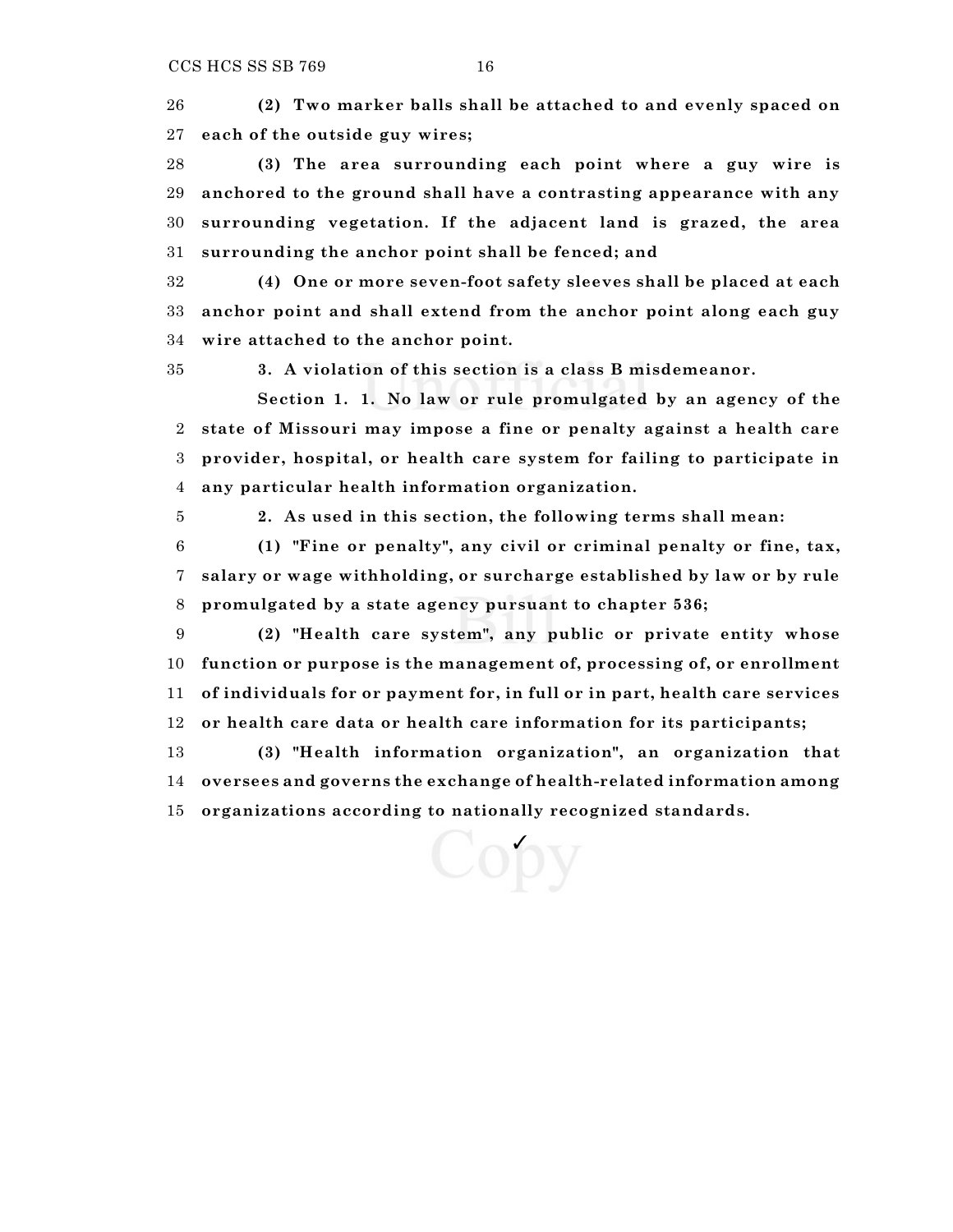26 **(2) Two marker balls shall be attached to and evenly spaced on**
27 **each of the outside guy wires;**

28 **(3) The area surrounding each point where a guy wire is**
29 **anchored to the ground shall have a contrasting appearance with any**
30 **surrounding vegetation. If the adjacent land is grazed, the area**
31 **surrounding the anchor point shall be fenced; and**

32 **(4) One or more seven-foot safety sleeves shall be placed at each**
33 **anchor point and shall extend from the anchor point along each guy**
34 **wire attached to the anchor point.**

35 **3. A violation of this section is a class B misdemeanor.**

**Section 1. 1. No law or rule promulgated by an agency of the**
2 **state of Missouri may impose a fine or penalty against a health care**
3 **provider, hospital, or health care system for failing to participate in**
4 **any particular health information organization.**

5 **2. As used in this section, the following terms shall mean:**

6 **(1) "Fine or penalty", any civil or criminal penalty or fine, tax,**
7 **salary or wage withholding, or surcharge established by law or by rule**
8 **promulgated by a state agency pursuant to chapter 536;**

9 **(2) "Health care system", any public or private entity whose**
10 **function or purpose is the management of, processing of, or enrollment**
11 **of individuals for or payment for, in full or in part, health care services**
12 **or health care data or health care information for its participants;**

13 **(3) "Health information organization", an organization that**
14 **oversees and governs the exchange of health-related information among**
15 **organizations according to nationally recognized standards.**

✓